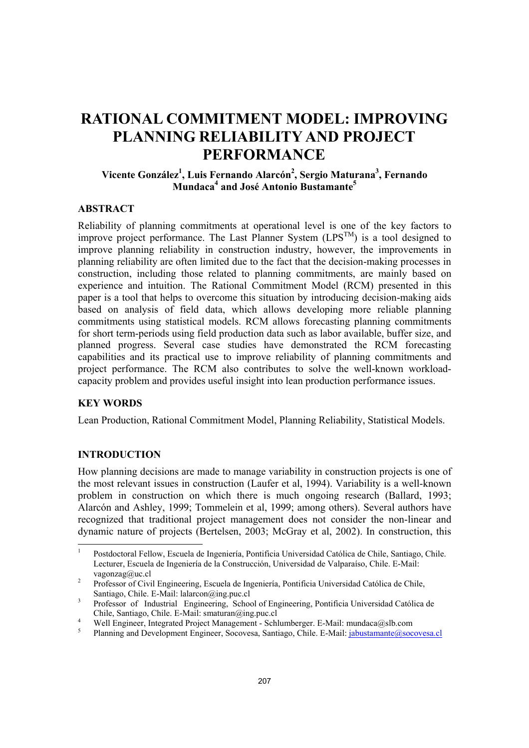# RATIONAL COMMITMENT MODEL: IMPROVING PLANNING RELIABILITY AND PROJECT PERFORMANCE

**Vicente González[1], Luis Fernando Alarcón[2], Sergio Maturana[3], Fernando Mundaca[4] and José Antonio Bustamante[5]**

## ABSTRACT

Reliability of planning commitments at operational level is one of the key factors to improve project performance. The Last Planner System (LPS™) is a tool designed to improve planning reliability in construction industry, however, the improvements in planning reliability are often limited due to the fact that the decision-making processes in construction, including those related to planning commitments, are mainly based on experience and intuition. The Rational Commitment Model (RCM) presented in this paper is a tool that helps to overcome this situation by introducing decision-making aids based on analysis of field data, which allows developing more reliable planning commitments using statistical models. RCM allows forecasting planning commitments for short term-periods using field production data such as labor available, buffer size, and planned progress. Several case studies have demonstrated the RCM forecasting capabilities and its practical use to improve reliability of planning commitments and project performance. The RCM also contributes to solve the well-known workload-capacity problem and provides useful insight into lean production performance issues.

## KEY WORDS

Lean Production, Rational Commitment Model, Planning Reliability, Statistical Models.

## INTRODUCTION

How planning decisions are made to manage variability in construction projects is one of the most relevant issues in construction (Laufer et al, 1994). Variability is a well-known problem in construction on which there is much ongoing research (Ballard, 1993; Alarcón and Ashley, 1999; Tommelein et al, 1999; among others). Several authors have recognized that traditional project management does not consider the non-linear and dynamic nature of projects (Bertelsen, 2003; McGray et al, 2002). In construction, this

---

[1] Postdoctoral Fellow, Escuela de Ingeniería, Pontificia Universidad Católica de Chile, Santiago, Chile. Lecturer, Escuela de Ingeniería de la Construcción, Universidad de Valparaíso, Chile. E-Mail: vagonzag@uc.cl

[2] Professor of Civil Engineering, Escuela de Ingeniería, Pontificia Universidad Católica de Chile, Santiago, Chile. E-Mail: lalarcon@ing.puc.cl

[3] Professor of Industrial Engineering, School of Engineering, Pontificia Universidad Católica de Chile, Santiago, Chile. E-Mail: smaturan@ing.puc.cl

[4] Well Engineer, Integrated Project Management - Schlumberger. E-Mail: mundaca@slb.com

[5] Planning and Development Engineer, Socovesa, Santiago, Chile. E-Mail: jabustamante@socovesa.cl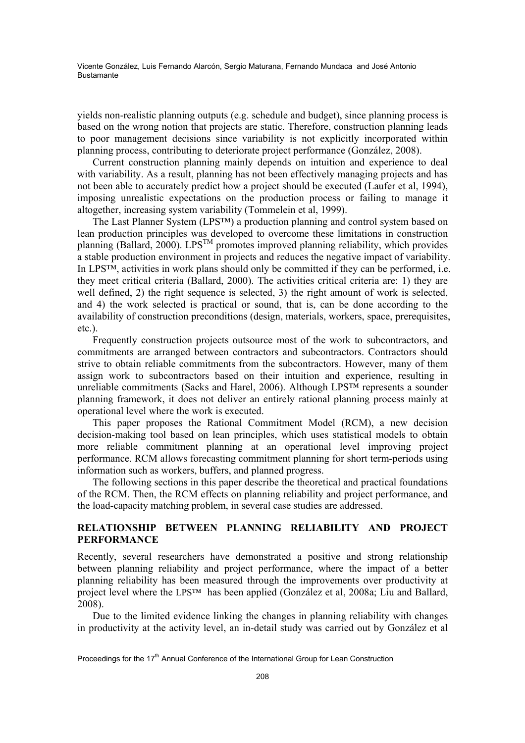yields non-realistic planning outputs (e.g. schedule and budget), since planning process is based on the wrong notion that projects are static. Therefore, construction planning leads to poor management decisions since variability is not explicitly incorporated within planning process, contributing to deteriorate project performance (González, 2008).

Current construction planning mainly depends on intuition and experience to deal with variability. As a result, planning has not been effectively managing projects and has not been able to accurately predict how a project should be executed (Laufer et al, 1994), imposing unrealistic expectations on the production process or failing to manage it altogether, increasing system variability (Tommelein et al, 1999).

The Last Planner System (LPS™) a production planning and control system based on lean production principles was developed to overcome these limitations in construction planning (Ballard, 2000). LPS™ promotes improved planning reliability, which provides a stable production environment in projects and reduces the negative impact of variability. In LPS™, activities in work plans should only be committed if they can be performed, i.e. they meet critical criteria (Ballard, 2000). The activities critical criteria are: 1) they are well defined, 2) the right sequence is selected, 3) the right amount of work is selected, and 4) the work selected is practical or sound, that is, can be done according to the availability of construction preconditions (design, materials, workers, space, prerequisites, etc.).

Frequently construction projects outsource most of the work to subcontractors, and commitments are arranged between contractors and subcontractors. Contractors should strive to obtain reliable commitments from the subcontractors. However, many of them assign work to subcontractors based on their intuition and experience, resulting in unreliable commitments (Sacks and Harel, 2006). Although LPS™ represents a sounder planning framework, it does not deliver an entirely rational planning process mainly at operational level where the work is executed.

This paper proposes the Rational Commitment Model (RCM), a new decision decision-making tool based on lean principles, which uses statistical models to obtain more reliable commitment planning at an operational level improving project performance. RCM allows forecasting commitment planning for short term-periods using information such as workers, buffers, and planned progress.

The following sections in this paper describe the theoretical and practical foundations of the RCM. Then, the RCM effects on planning reliability and project performance, and the load-capacity matching problem, in several case studies are addressed.

## RELATIONSHIP BETWEEN PLANNING RELIABILITY AND PROJECT PERFORMANCE

Recently, several researchers have demonstrated a positive and strong relationship between planning reliability and project performance, where the impact of a better planning reliability has been measured through the improvements over productivity at project level where the LPS™ has been applied (González et al, 2008a; Liu and Ballard, 2008).

Due to the limited evidence linking the changes in planning reliability with changes in productivity at the activity level, an in-detail study was carried out by González et al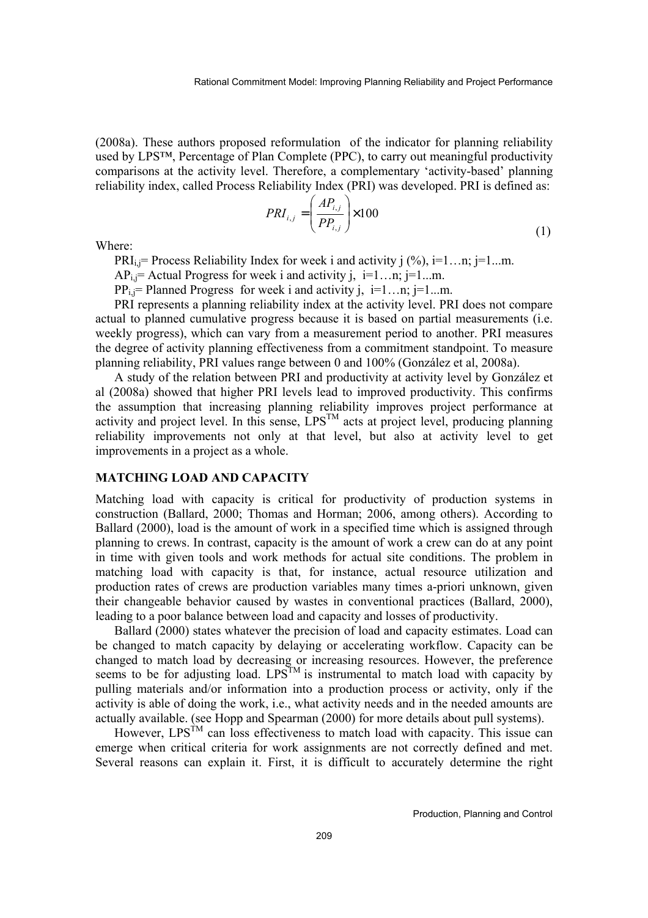(2008a). These authors proposed reformulation of the indicator for planning reliability used by LPS™, Percentage of Plan Complete (PPC), to carry out meaningful productivity comparisons at the activity level. Therefore, a complementary 'activity-based' planning reliability index, called Process Reliability Index (PRI) was developed. PRI is defined as:

$$PRI_{i,j} = \left( \frac{AP_{i,j}}{PP_{i,j}} \right) \times 100 \tag{1}$$

Where:

$PRI_{i,j}$= Process Reliability Index for week i and activity j (%), i=1…n; j=1...m.

$AP_{i,j}$= Actual Progress for week i and activity j, i=1…n; j=1...m.

$PP_{i,j}$= Planned Progress for week i and activity j, i=1…n; j=1...m.

PRI represents a planning reliability index at the activity level. PRI does not compare actual to planned cumulative progress because it is based on partial measurements (i.e. weekly progress), which can vary from a measurement period to another. PRI measures the degree of activity planning effectiveness from a commitment standpoint. To measure planning reliability, PRI values range between 0 and 100% (González et al, 2008a).

A study of the relation between PRI and productivity at activity level by González et al (2008a) showed that higher PRI levels lead to improved productivity. This confirms the assumption that increasing planning reliability improves project performance at activity and project level. In this sense, LPS™ acts at project level, producing planning reliability improvements not only at that level, but also at activity level to get improvements in a project as a whole.

## MATCHING LOAD AND CAPACITY

Matching load with capacity is critical for productivity of production systems in construction (Ballard, 2000; Thomas and Horman; 2006, among others). According to Ballard (2000), load is the amount of work in a specified time which is assigned through planning to crews. In contrast, capacity is the amount of work a crew can do at any point in time with given tools and work methods for actual site conditions. The problem in matching load with capacity is that, for instance, actual resource utilization and production rates of crews are production variables many times a-priori unknown, given their changeable behavior caused by wastes in conventional practices (Ballard, 2000), leading to a poor balance between load and capacity and losses of productivity.

Ballard (2000) states whatever the precision of load and capacity estimates. Load can be changed to match capacity by delaying or accelerating workflow. Capacity can be changed to match load by decreasing or increasing resources. However, the preference seems to be for adjusting load. LPS™ is instrumental to match load with capacity by pulling materials and/or information into a production process or activity, only if the activity is able of doing the work, i.e., what activity needs and in the needed amounts are actually available. (see Hopp and Spearman (2000) for more details about pull systems).

However, LPS™ can loss effectiveness to match load with capacity. This issue can emerge when critical criteria for work assignments are not correctly defined and met. Several reasons can explain it. First, it is difficult to accurately determine the right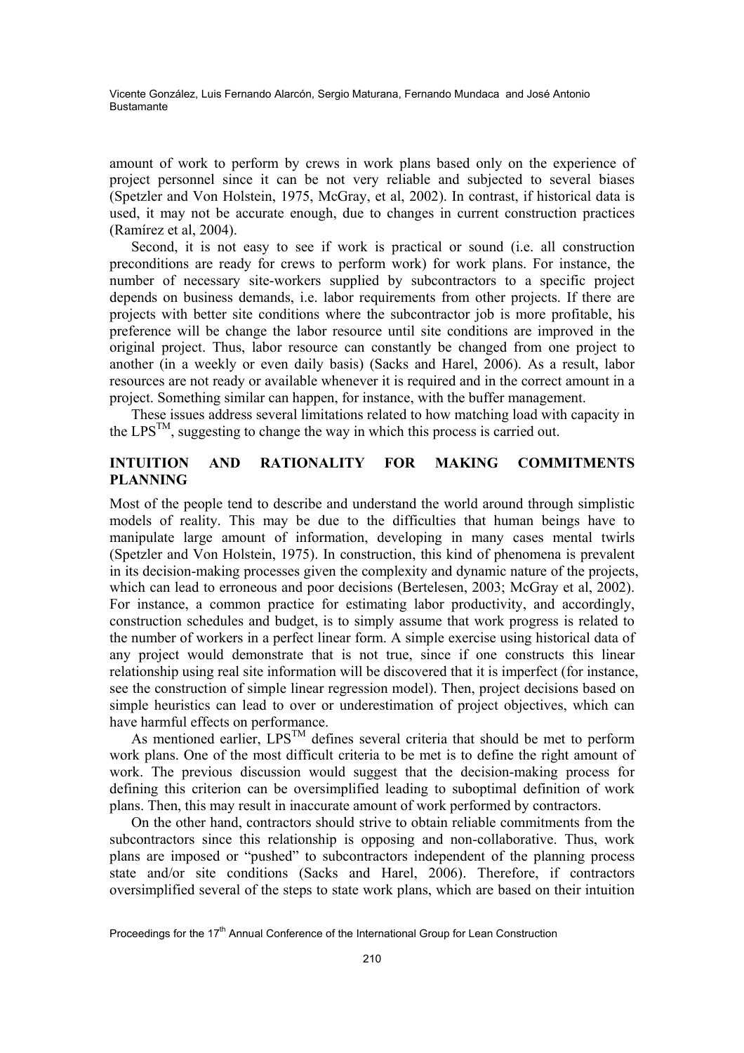amount of work to perform by crews in work plans based only on the experience of project personnel since it can be not very reliable and subjected to several biases (Spetzler and Von Holstein, 1975, McGray, et al, 2002). In contrast, if historical data is used, it may not be accurate enough, due to changes in current construction practices (Ramírez et al, 2004).

Second, it is not easy to see if work is practical or sound (i.e. all construction preconditions are ready for crews to perform work) for work plans. For instance, the number of necessary site-workers supplied by subcontractors to a specific project depends on business demands, i.e. labor requirements from other projects. If there are projects with better site conditions where the subcontractor job is more profitable, his preference will be change the labor resource until site conditions are improved in the original project. Thus, labor resource can constantly be changed from one project to another (in a weekly or even daily basis) (Sacks and Harel, 2006). As a result, labor resources are not ready or available whenever it is required and in the correct amount in a project. Something similar can happen, for instance, with the buffer management.

These issues address several limitations related to how matching load with capacity in the LPS$^{TM}$, suggesting to change the way in which this process is carried out.

## INTUITION AND RATIONALITY FOR MAKING COMMITMENTS PLANNING

Most of the people tend to describe and understand the world around through simplistic models of reality. This may be due to the difficulties that human beings have to manipulate large amount of information, developing in many cases mental twirls (Spetzler and Von Holstein, 1975). In construction, this kind of phenomena is prevalent in its decision-making processes given the complexity and dynamic nature of the projects, which can lead to erroneous and poor decisions (Bertelesen, 2003; McGray et al, 2002). For instance, a common practice for estimating labor productivity, and accordingly, construction schedules and budget, is to simply assume that work progress is related to the number of workers in a perfect linear form. A simple exercise using historical data of any project would demonstrate that is not true, since if one constructs this linear relationship using real site information will be discovered that it is imperfect (for instance, see the construction of simple linear regression model). Then, project decisions based on simple heuristics can lead to over or underestimation of project objectives, which can have harmful effects on performance.

As mentioned earlier, LPS$^{TM}$ defines several criteria that should be met to perform work plans. One of the most difficult criteria to be met is to define the right amount of work. The previous discussion would suggest that the decision-making process for defining this criterion can be oversimplified leading to suboptimal definition of work plans. Then, this may result in inaccurate amount of work performed by contractors.

On the other hand, contractors should strive to obtain reliable commitments from the subcontractors since this relationship is opposing and non-collaborative. Thus, work plans are imposed or "pushed" to subcontractors independent of the planning process state and/or site conditions (Sacks and Harel, 2006). Therefore, if contractors oversimplified several of the steps to state work plans, which are based on their intuition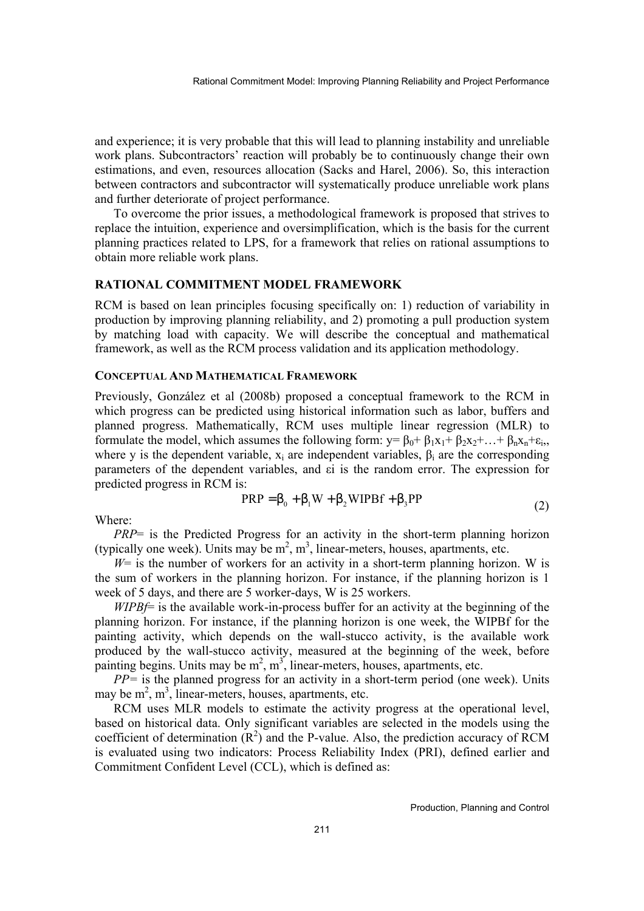and experience; it is very probable that this will lead to planning instability and unreliable work plans. Subcontractors' reaction will probably be to continuously change their own estimations, and even, resources allocation (Sacks and Harel, 2006). So, this interaction between contractors and subcontractor will systematically produce unreliable work plans and further deteriorate of project performance.

To overcome the prior issues, a methodological framework is proposed that strives to replace the intuition, experience and oversimplification, which is the basis for the current planning practices related to LPS, for a framework that relies on rational assumptions to obtain more reliable work plans.

## RATIONAL COMMITMENT MODEL FRAMEWORK

RCM is based on lean principles focusing specifically on: 1) reduction of variability in production by improving planning reliability, and 2) promoting a pull production system by matching load with capacity. We will describe the conceptual and mathematical framework, as well as the RCM process validation and its application methodology.

### CONCEPTUAL AND MATHEMATICAL FRAMEWORK

Previously, González et al (2008b) proposed a conceptual framework to the RCM in which progress can be predicted using historical information such as labor, buffers and planned progress. Mathematically, RCM uses multiple linear regression (MLR) to formulate the model, which assumes the following form: $y = \beta_0 + \beta_1 x_1 + \beta_2 x_2 + \ldots + \beta_n x_n + \varepsilon_i$, where y is the dependent variable, $x_i$ are independent variables, $\beta_i$ are the corresponding parameters of the dependent variables, and $\varepsilon i$ is the random error. The expression for predicted progress in RCM is:

$$\text{PRP} = \beta_0 + \beta_1 \text{W} + \beta_2 \text{WIPBf} + \beta_3 \text{PP} \tag{2}$$

Where:

*PRP*= is the Predicted Progress for an activity in the short-term planning horizon (typically one week). Units may be $m^2$, $m^3$, linear-meters, houses, apartments, etc.

*W*= is the number of workers for an activity in a short-term planning horizon. W is the sum of workers in the planning horizon. For instance, if the planning horizon is 1 week of 5 days, and there are 5 worker-days, W is 25 workers.

*WIPBf*= is the available work-in-process buffer for an activity at the beginning of the planning horizon. For instance, if the planning horizon is one week, the WIPBf for the painting activity, which depends on the wall-stucco activity, is the available work produced by the wall-stucco activity, measured at the beginning of the week, before painting begins. Units may be $m^2$, $m^3$, linear-meters, houses, apartments, etc.

*PP*= is the planned progress for an activity in a short-term period (one week). Units may be $m^2$, $m^3$, linear-meters, houses, apartments, etc.

RCM uses MLR models to estimate the activity progress at the operational level, based on historical data. Only significant variables are selected in the models using the coefficient of determination ($R^2$) and the P-value. Also, the prediction accuracy of RCM is evaluated using two indicators: Process Reliability Index (PRI), defined earlier and Commitment Confident Level (CCL), which is defined as: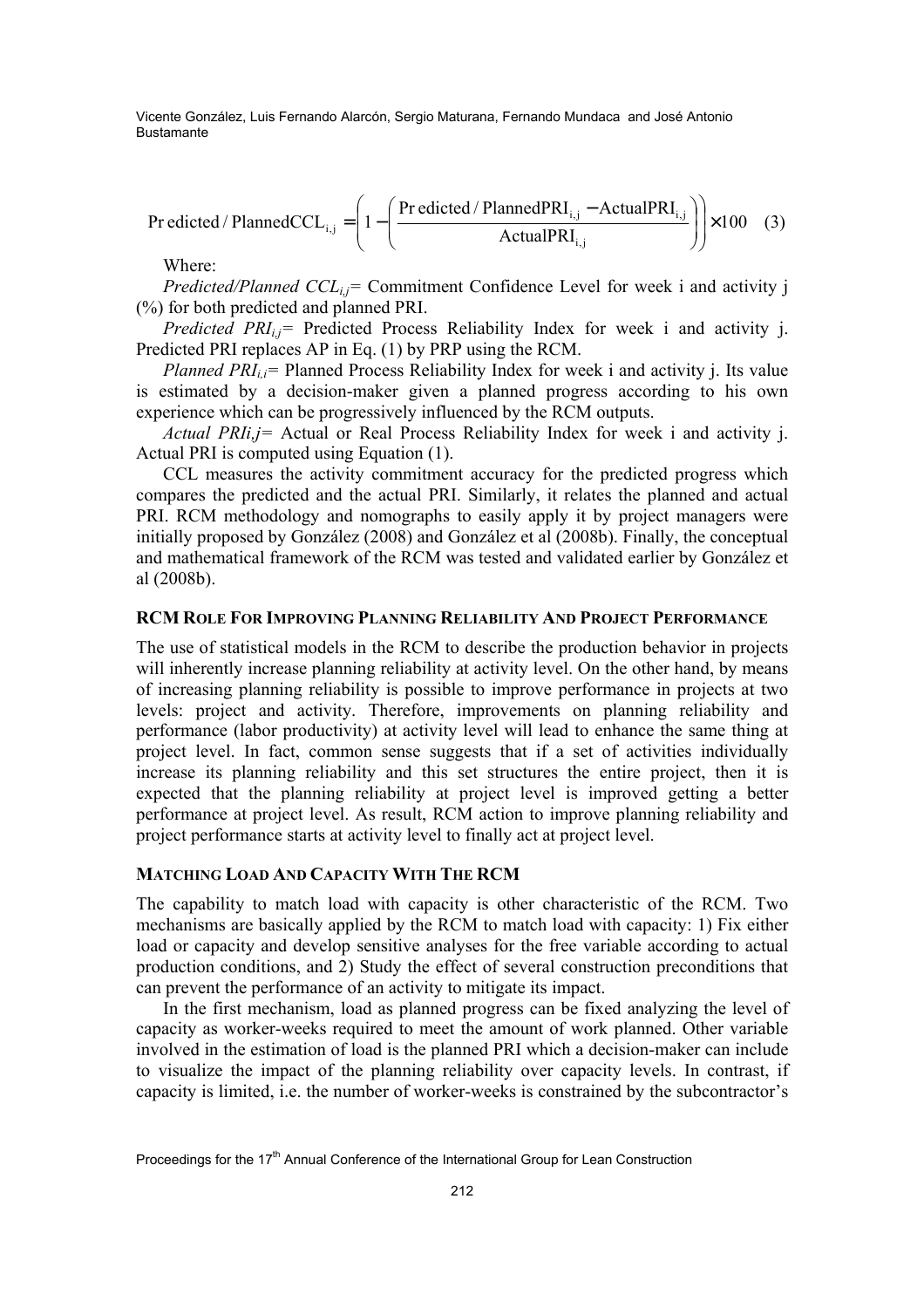$$\text{Predicted / PlannedCCL}_{i,j} = \left(1 - \left(\frac{\text{Predicted / PlannedPRI}_{i,j} - \text{ActualPRI}_{i,j}}{\text{ActualPRI}_{i,j}}\right)\right) \times 100 \quad (3)$$

Where:

*Predicted/Planned* $CCL_{i,j}$= Commitment Confidence Level for week i and activity j (%) for both predicted and planned PRI.

*Predicted* $PRI_{i,j}$= Predicted Process Reliability Index for week i and activity j. Predicted PRI replaces AP in Eq. (1) by PRP using the RCM.

*Planned* $PRI_{i,i}$= Planned Process Reliability Index for week i and activity j. Its value is estimated by a decision-maker given a planned progress according to his own experience which can be progressively influenced by the RCM outputs.

*Actual PRIi,j*= Actual or Real Process Reliability Index for week i and activity j. Actual PRI is computed using Equation (1).

CCL measures the activity commitment accuracy for the predicted progress which compares the predicted and the actual PRI. Similarly, it relates the planned and actual PRI. RCM methodology and nomographs to easily apply it by project managers were initially proposed by González (2008) and González et al (2008b). Finally, the conceptual and mathematical framework of the RCM was tested and validated earlier by González et al (2008b).

## RCM Role For Improving Planning Reliability And Project Performance

The use of statistical models in the RCM to describe the production behavior in projects will inherently increase planning reliability at activity level. On the other hand, by means of increasing planning reliability is possible to improve performance in projects at two levels: project and activity. Therefore, improvements on planning reliability and performance (labor productivity) at activity level will lead to enhance the same thing at project level. In fact, common sense suggests that if a set of activities individually increase its planning reliability and this set structures the entire project, then it is expected that the planning reliability at project level is improved getting a better performance at project level. As result, RCM action to improve planning reliability and project performance starts at activity level to finally act at project level.

## Matching Load And Capacity With The RCM

The capability to match load with capacity is other characteristic of the RCM. Two mechanisms are basically applied by the RCM to match load with capacity: 1) Fix either load or capacity and develop sensitive analyses for the free variable according to actual production conditions, and 2) Study the effect of several construction preconditions that can prevent the performance of an activity to mitigate its impact.

In the first mechanism, load as planned progress can be fixed analyzing the level of capacity as worker-weeks required to meet the amount of work planned. Other variable involved in the estimation of load is the planned PRI which a decision-maker can include to visualize the impact of the planning reliability over capacity levels. In contrast, if capacity is limited, i.e. the number of worker-weeks is constrained by the subcontractor's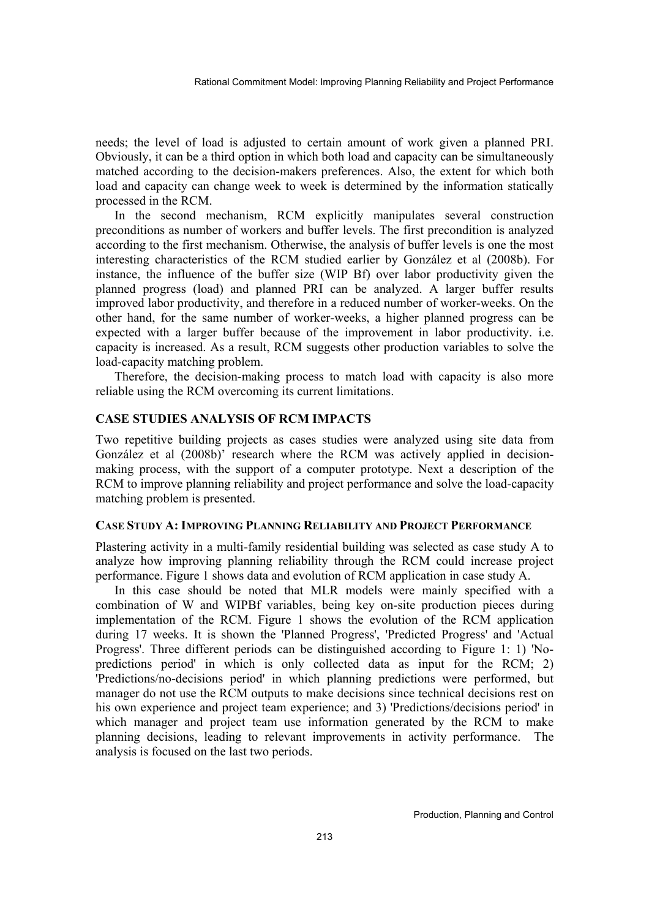needs; the level of load is adjusted to certain amount of work given a planned PRI. Obviously, it can be a third option in which both load and capacity can be simultaneously matched according to the decision-makers preferences. Also, the extent for which both load and capacity can change week to week is determined by the information statically processed in the RCM.

In the second mechanism, RCM explicitly manipulates several construction preconditions as number of workers and buffer levels. The first precondition is analyzed according to the first mechanism. Otherwise, the analysis of buffer levels is one the most interesting characteristics of the RCM studied earlier by González et al (2008b). For instance, the influence of the buffer size (WIP Bf) over labor productivity given the planned progress (load) and planned PRI can be analyzed. A larger buffer results improved labor productivity, and therefore in a reduced number of worker-weeks. On the other hand, for the same number of worker-weeks, a higher planned progress can be expected with a larger buffer because of the improvement in labor productivity. i.e. capacity is increased. As a result, RCM suggests other production variables to solve the load-capacity matching problem.

Therefore, the decision-making process to match load with capacity is also more reliable using the RCM overcoming its current limitations.

## CASE STUDIES ANALYSIS OF RCM IMPACTS

Two repetitive building projects as cases studies were analyzed using site data from González et al (2008b)' research where the RCM was actively applied in decision-making process, with the support of a computer prototype. Next a description of the RCM to improve planning reliability and project performance and solve the load-capacity matching problem is presented.

### CASE STUDY A: IMPROVING PLANNING RELIABILITY AND PROJECT PERFORMANCE

Plastering activity in a multi-family residential building was selected as case study A to analyze how improving planning reliability through the RCM could increase project performance. Figure 1 shows data and evolution of RCM application in case study A.

In this case should be noted that MLR models were mainly specified with a combination of W and WIPBf variables, being key on-site production pieces during implementation of the RCM. Figure 1 shows the evolution of the RCM application during 17 weeks. It is shown the 'Planned Progress', 'Predicted Progress' and 'Actual Progress'. Three different periods can be distinguished according to Figure 1: 1) 'No-predictions period' in which is only collected data as input for the RCM; 2) 'Predictions/no-decisions period' in which planning predictions were performed, but manager do not use the RCM outputs to make decisions since technical decisions rest on his own experience and project team experience; and 3) 'Predictions/decisions period' in which manager and project team use information generated by the RCM to make planning decisions, leading to relevant improvements in activity performance. The analysis is focused on the last two periods.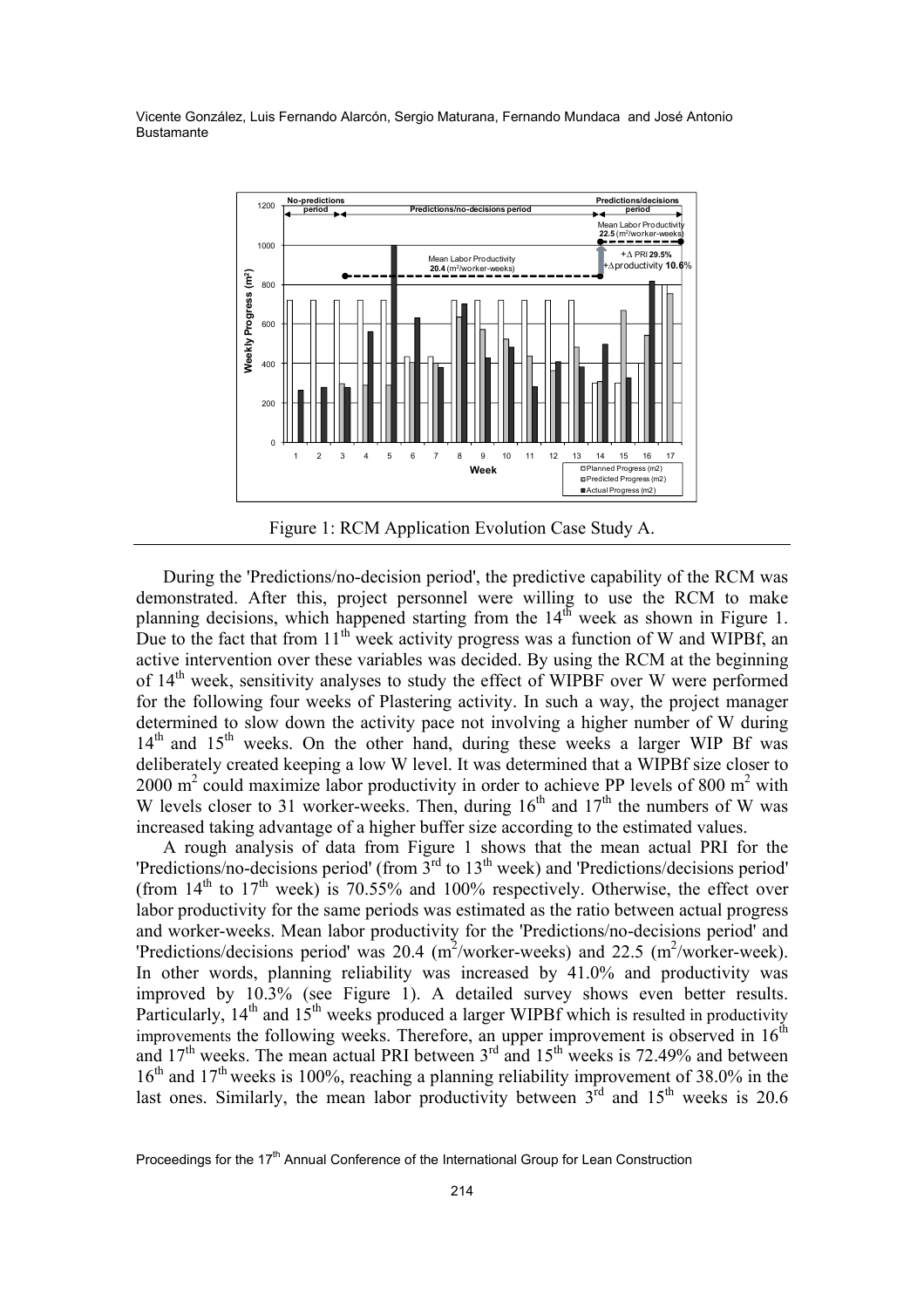Figure 1: RCM Application Evolution Case Study A.

During the 'Predictions/no-decision period', the predictive capability of the RCM was demonstrated. After this, project personnel were willing to use the RCM to make planning decisions, which happened starting from the 14th week as shown in Figure 1. Due to the fact that from 11th week activity progress was a function of W and WIPBf, an active intervention over these variables was decided. By using the RCM at the beginning of 14th week, sensitivity analyses to study the effect of WIPBF over W were performed for the following four weeks of Plastering activity. In such a way, the project manager determined to slow down the activity pace not involving a higher number of W during 14th and 15th weeks. On the other hand, during these weeks a larger WIP Bf was deliberately created keeping a low W level. It was determined that a WIPBf size closer to 2000 $m^2$ could maximize labor productivity in order to achieve PP levels of 800 $m^2$ with W levels closer to 31 worker-weeks. Then, during 16th and 17th the numbers of W was increased taking advantage of a higher buffer size according to the estimated values.

A rough analysis of data from Figure 1 shows that the mean actual PRI for the 'Predictions/no-decisions period' (from 3rd to 13th week) and 'Predictions/decisions period' (from 14th to 17th week) is 70.55% and 100% respectively. Otherwise, the effect over labor productivity for the same periods was estimated as the ratio between actual progress and worker-weeks. Mean labor productivity for the 'Predictions/no-decisions period' and 'Predictions/decisions period' was 20.4 ($m^2$/worker-weeks) and 22.5 ($m^2$/worker-week). In other words, planning reliability was increased by 41.0% and productivity was improved by 10.3% (see Figure 1). A detailed survey shows even better results. Particularly, 14th and 15th weeks produced a larger WIPBf which is resulted in productivity improvements the following weeks. Therefore, an upper improvement is observed in 16th and 17th weeks. The mean actual PRI between 3rd and 15th weeks is 72.49% and between 16th and 17th weeks is 100%, reaching a planning reliability improvement of 38.0% in the last ones. Similarly, the mean labor productivity between 3rd and 15th weeks is 20.6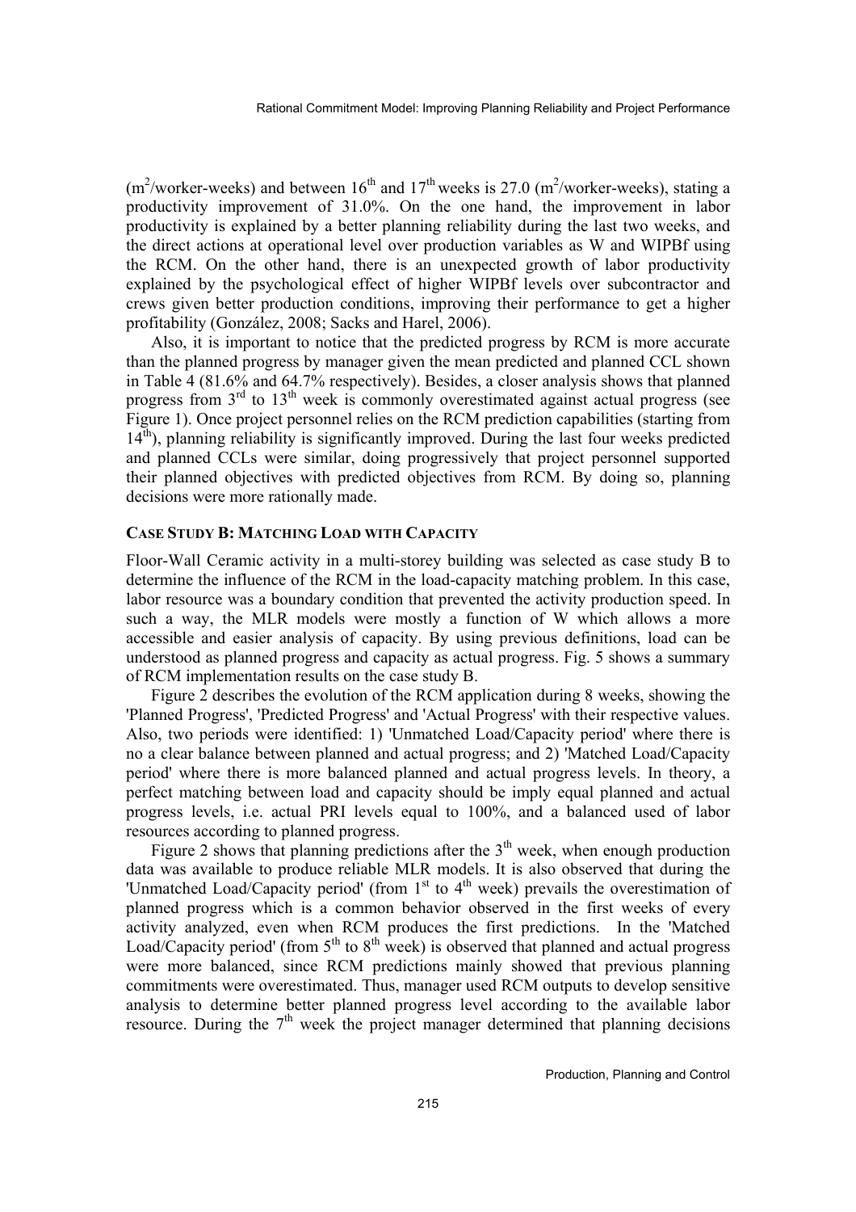($m^2$/worker-weeks) and between $16^{th}$ and $17^{th}$ weeks is 27.0 ($m^2$/worker-weeks), stating a productivity improvement of 31.0%. On the one hand, the improvement in labor productivity is explained by a better planning reliability during the last two weeks, and the direct actions at operational level over production variables as W and WIPBf using the RCM. On the other hand, there is an unexpected growth of labor productivity explained by the psychological effect of higher WIPBf levels over subcontractor and crews given better production conditions, improving their performance to get a higher profitability (González, 2008; Sacks and Harel, 2006).

Also, it is important to notice that the predicted progress by RCM is more accurate than the planned progress by manager given the mean predicted and planned CCL shown in Table 4 (81.6% and 64.7% respectively). Besides, a closer analysis shows that planned progress from $3^{rd}$ to $13^{th}$ week is commonly overestimated against actual progress (see Figure 1). Once project personnel relies on the RCM prediction capabilities (starting from $14^{th}$), planning reliability is significantly improved. During the last four weeks predicted and planned CCLs were similar, doing progressively that project personnel supported their planned objectives with predicted objectives from RCM. By doing so, planning decisions were more rationally made.

### CASE STUDY B: MATCHING LOAD WITH CAPACITY

Floor-Wall Ceramic activity in a multi-storey building was selected as case study B to determine the influence of the RCM in the load-capacity matching problem. In this case, labor resource was a boundary condition that prevented the activity production speed. In such a way, the MLR models were mostly a function of W which allows a more accessible and easier analysis of capacity. By using previous definitions, load can be understood as planned progress and capacity as actual progress. Fig. 5 shows a summary of RCM implementation results on the case study B.

Figure 2 describes the evolution of the RCM application during 8 weeks, showing the 'Planned Progress', 'Predicted Progress' and 'Actual Progress' with their respective values. Also, two periods were identified: 1) 'Unmatched Load/Capacity period' where there is no a clear balance between planned and actual progress; and 2) 'Matched Load/Capacity period' where there is more balanced planned and actual progress levels. In theory, a perfect matching between load and capacity should be imply equal planned and actual progress levels, i.e. actual PRI levels equal to 100%, and a balanced used of labor resources according to planned progress.

Figure 2 shows that planning predictions after the $3^{th}$ week, when enough production data was available to produce reliable MLR models. It is also observed that during the 'Unmatched Load/Capacity period' (from $1^{st}$ to $4^{th}$ week) prevails the overestimation of planned progress which is a common behavior observed in the first weeks of every activity analyzed, even when RCM produces the first predictions. In the 'Matched Load/Capacity period' (from $5^{th}$ to $8^{th}$ week) is observed that planned and actual progress were more balanced, since RCM predictions mainly showed that previous planning commitments were overestimated. Thus, manager used RCM outputs to develop sensitive analysis to determine better planned progress level according to the available labor resource. During the $7^{th}$ week the project manager determined that planning decisions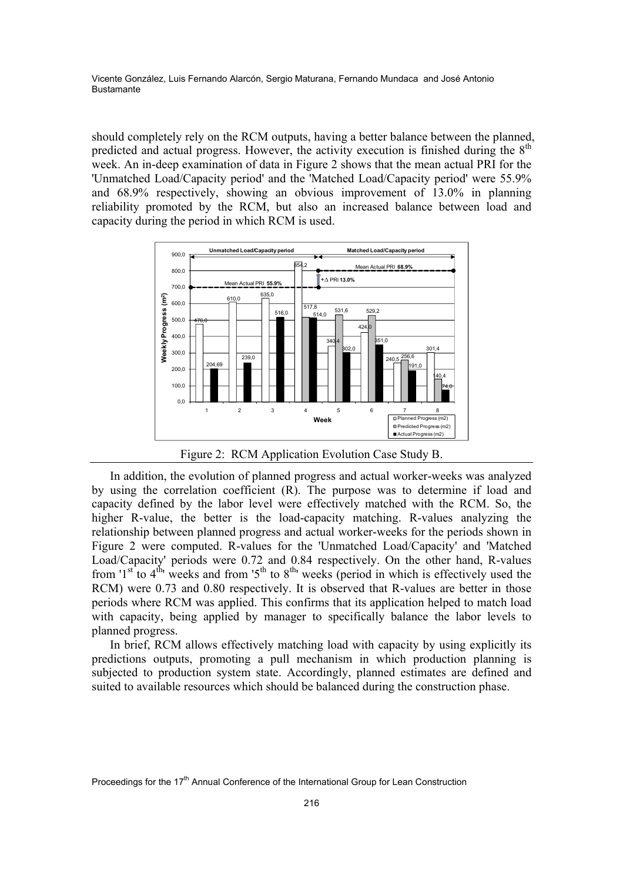should completely rely on the RCM outputs, having a better balance between the planned, predicted and actual progress. However, the activity execution is finished during the 8th week. An in-deep examination of data in Figure 2 shows that the mean actual PRI for the 'Unmatched Load/Capacity period' and the 'Matched Load/Capacity period' were 55.9% and 68.9% respectively, showing an obvious improvement of 13.0% in planning reliability promoted by the RCM, but also an increased balance between load and capacity during the period in which RCM is used.

Figure 2: RCM Application Evolution Case Study B.

In addition, the evolution of planned progress and actual worker-weeks was analyzed by using the correlation coefficient (R). The purpose was to determine if load and capacity defined by the labor level were effectively matched with the RCM. So, the higher R-value, the better is the load-capacity matching. R-values analyzing the relationship between planned progress and actual worker-weeks for the periods shown in Figure 2 were computed. R-values for the 'Unmatched Load/Capacity' and 'Matched Load/Capacity' periods were 0.72 and 0.84 respectively. On the other hand, R-values from '1st to 4th' weeks and from '5th to 8th' weeks (period in which is effectively used the RCM) were 0.73 and 0.80 respectively. It is observed that R-values are better in those periods where RCM was applied. This confirms that its application helped to match load with capacity, being applied by manager to specifically balance the labor levels to planned progress.

In brief, RCM allows effectively matching load with capacity by using explicitly its predictions outputs, promoting a pull mechanism in which production planning is subjected to production system state. Accordingly, planned estimates are defined and suited to available resources which should be balanced during the construction phase.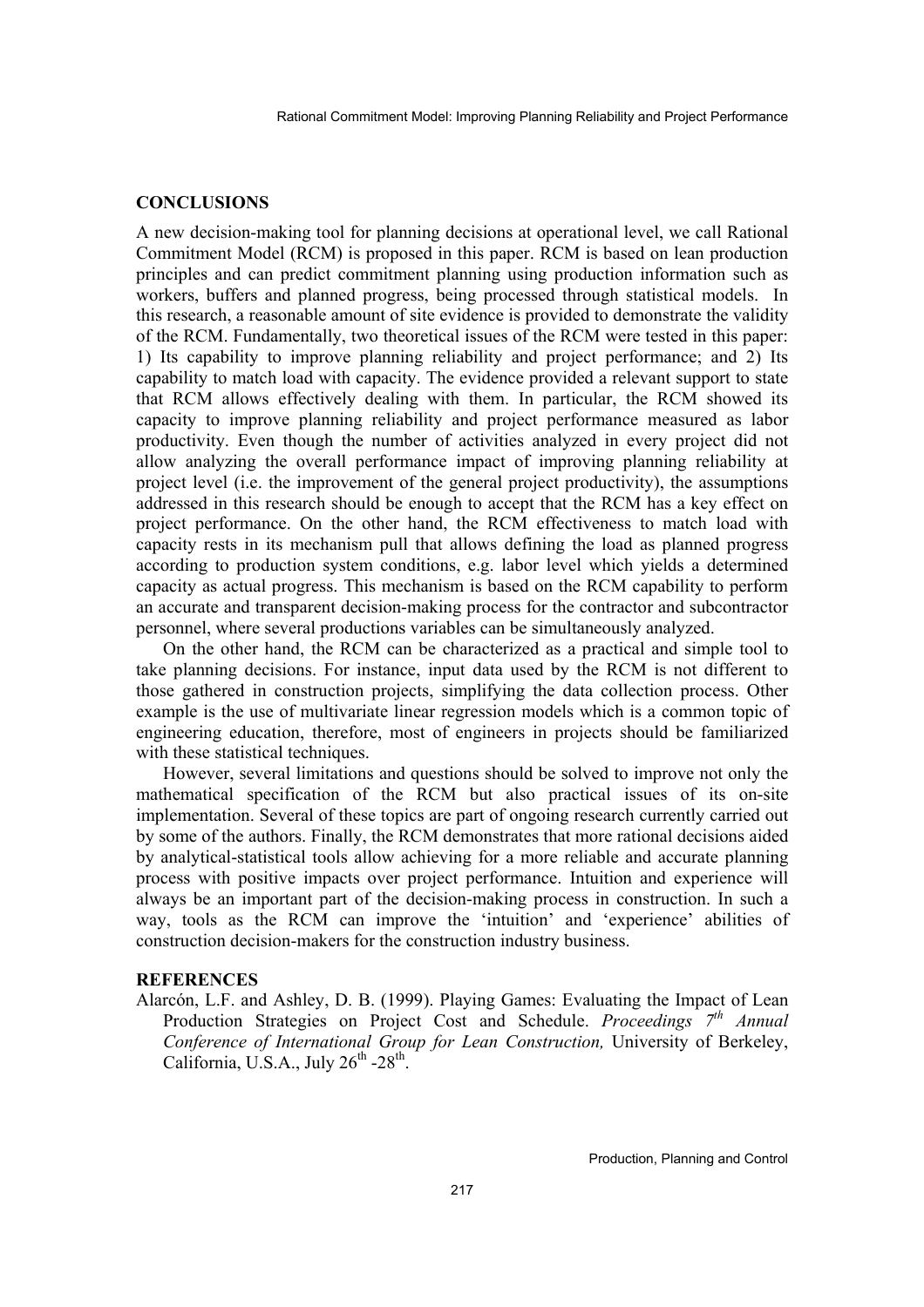## CONCLUSIONS

A new decision-making tool for planning decisions at operational level, we call Rational Commitment Model (RCM) is proposed in this paper. RCM is based on lean production principles and can predict commitment planning using production information such as workers, buffers and planned progress, being processed through statistical models. In this research, a reasonable amount of site evidence is provided to demonstrate the validity of the RCM. Fundamentally, two theoretical issues of the RCM were tested in this paper: 1) Its capability to improve planning reliability and project performance; and 2) Its capability to match load with capacity. The evidence provided a relevant support to state that RCM allows effectively dealing with them. In particular, the RCM showed its capacity to improve planning reliability and project performance measured as labor productivity. Even though the number of activities analyzed in every project did not allow analyzing the overall performance impact of improving planning reliability at project level (i.e. the improvement of the general project productivity), the assumptions addressed in this research should be enough to accept that the RCM has a key effect on project performance. On the other hand, the RCM effectiveness to match load with capacity rests in its mechanism pull that allows defining the load as planned progress according to production system conditions, e.g. labor level which yields a determined capacity as actual progress. This mechanism is based on the RCM capability to perform an accurate and transparent decision-making process for the contractor and subcontractor personnel, where several productions variables can be simultaneously analyzed.

On the other hand, the RCM can be characterized as a practical and simple tool to take planning decisions. For instance, input data used by the RCM is not different to those gathered in construction projects, simplifying the data collection process. Other example is the use of multivariate linear regression models which is a common topic of engineering education, therefore, most of engineers in projects should be familiarized with these statistical techniques.

However, several limitations and questions should be solved to improve not only the mathematical specification of the RCM but also practical issues of its on-site implementation. Several of these topics are part of ongoing research currently carried out by some of the authors. Finally, the RCM demonstrates that more rational decisions aided by analytical-statistical tools allow achieving for a more reliable and accurate planning process with positive impacts over project performance. Intuition and experience will always be an important part of the decision-making process in construction. In such a way, tools as the RCM can improve the 'intuition' and 'experience' abilities of construction decision-makers for the construction industry business.

## REFERENCES

Alarcón, L.F. and Ashley, D. B. (1999). Playing Games: Evaluating the Impact of Lean Production Strategies on Project Cost and Schedule. *Proceedings 7th Annual Conference of International Group for Lean Construction,* University of Berkeley, California, U.S.A., July 26th -28th.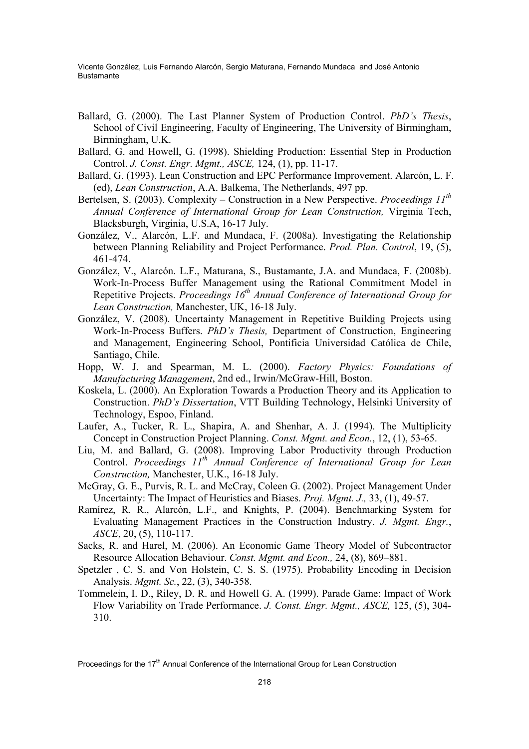Ballard, G. (2000). The Last Planner System of Production Control. *PhD's Thesis*, School of Civil Engineering, Faculty of Engineering, The University of Birmingham, Birmingham, U.K.

Ballard, G. and Howell, G. (1998). Shielding Production: Essential Step in Production Control. *J. Const. Engr. Mgmt., ASCE,* 124, (1), pp. 11-17.

Ballard, G. (1993). Lean Construction and EPC Performance Improvement. Alarcón, L. F. (ed), *Lean Construction*, A.A. Balkema, The Netherlands, 497 pp.

Bertelsen, S. (2003). Complexity – Construction in a New Perspective. *Proceedings 11th Annual Conference of International Group for Lean Construction,* Virginia Tech, Blacksburgh, Virginia, U.S.A, 16-17 July.

González, V., Alarcón, L.F. and Mundaca, F. (2008a). Investigating the Relationship between Planning Reliability and Project Performance. *Prod. Plan. Control*, 19, (5), 461-474.

González, V., Alarcón. L.F., Maturana, S., Bustamante, J.A. and Mundaca, F. (2008b). Work-In-Process Buffer Management using the Rational Commitment Model in Repetitive Projects. *Proceedings 16th Annual Conference of International Group for Lean Construction,* Manchester, UK, 16-18 July.

González, V. (2008). Uncertainty Management in Repetitive Building Projects using Work-In-Process Buffers. *PhD's Thesis,* Department of Construction, Engineering and Management, Engineering School, Pontificia Universidad Católica de Chile, Santiago, Chile.

Hopp, W. J. and Spearman, M. L. (2000). *Factory Physics: Foundations of Manufacturing Management*, 2nd ed., Irwin/McGraw-Hill, Boston.

Koskela, L. (2000). An Exploration Towards a Production Theory and its Application to Construction. *PhD's Dissertation*, VTT Building Technology, Helsinki University of Technology, Espoo, Finland.

Laufer, A., Tucker, R. L., Shapira, A. and Shenhar, A. J. (1994). The Multiplicity Concept in Construction Project Planning. *Const. Mgmt. and Econ.*, 12, (1), 53-65.

Liu, M. and Ballard, G. (2008). Improving Labor Productivity through Production Control. *Proceedings 11th Annual Conference of International Group for Lean Construction,* Manchester, U.K., 16-18 July.

McGray, G. E., Purvis, R. L. and McCray, Coleen G. (2002). Project Management Under Uncertainty: The Impact of Heuristics and Biases. *Proj. Mgmt. J.,* 33, (1), 49-57.

Ramírez, R. R., Alarcón, L.F., and Knights, P. (2004). Benchmarking System for Evaluating Management Practices in the Construction Industry. *J. Mgmt. Engr.*, *ASCE*, 20, (5), 110-117.

Sacks, R. and Harel, M. (2006). An Economic Game Theory Model of Subcontractor Resource Allocation Behaviour. *Const. Mgmt. and Econ.,* 24, (8), 869–881.

Spetzler , C. S. and Von Holstein, C. S. S. (1975). Probability Encoding in Decision Analysis. *Mgmt. Sc.*, 22, (3), 340-358.

Tommelein, I. D., Riley, D. R. and Howell G. A. (1999). Parade Game: Impact of Work Flow Variability on Trade Performance. *J. Const. Engr. Mgmt., ASCE,* 125, (5), 304-310.